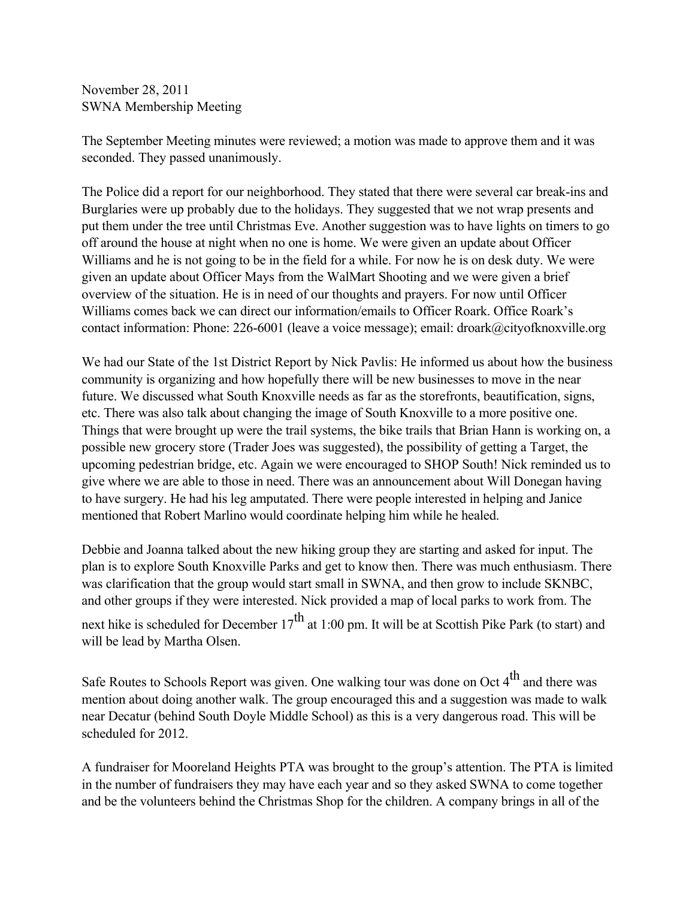November 28, 2011
SWNA Membership Meeting

The September Meeting minutes were reviewed; a motion was made to approve them and it was seconded. They passed unanimously.

The Police did a report for our neighborhood. They stated that there were several car break-ins and Burglaries were up probably due to the holidays. They suggested that we not wrap presents and put them under the tree until Christmas Eve. Another suggestion was to have lights on timers to go off around the house at night when no one is home. We were given an update about Officer Williams and he is not going to be in the field for a while. For now he is on desk duty. We were given an update about Officer Mays from the WalMart Shooting and we were given a brief overview of the situation. He is in need of our thoughts and prayers. For now until Officer Williams comes back we can direct our information/emails to Officer Roark. Office Roark's contact information: Phone: 226-6001 (leave a voice message); email: droark@cityofknoxville.org

We had our State of the 1st District Report by Nick Pavlis: He informed us about how the business community is organizing and how hopefully there will be new businesses to move in the near future. We discussed what South Knoxville needs as far as the storefronts, beautification, signs, etc. There was also talk about changing the image of South Knoxville to a more positive one. Things that were brought up were the trail systems, the bike trails that Brian Hann is working on, a possible new grocery store (Trader Joes was suggested), the possibility of getting a Target, the upcoming pedestrian bridge, etc. Again we were encouraged to SHOP South! Nick reminded us to give where we are able to those in need. There was an announcement about Will Donegan having to have surgery. He had his leg amputated. There were people interested in helping and Janice mentioned that Robert Marlino would coordinate helping him while he healed.

Debbie and Joanna talked about the new hiking group they are starting and asked for input. The plan is to explore South Knoxville Parks and get to know then. There was much enthusiasm. There was clarification that the group would start small in SWNA, and then grow to include SKNBC, and other groups if they were interested. Nick provided a map of local parks to work from. The next hike is scheduled for December 17th at 1:00 pm. It will be at Scottish Pike Park (to start) and will be lead by Martha Olsen.

Safe Routes to Schools Report was given. One walking tour was done on Oct 4th and there was mention about doing another walk. The group encouraged this and a suggestion was made to walk near Decatur (behind South Doyle Middle School) as this is a very dangerous road. This will be scheduled for 2012.

A fundraiser for Mooreland Heights PTA was brought to the group's attention. The PTA is limited in the number of fundraisers they may have each year and so they asked SWNA to come together and be the volunteers behind the Christmas Shop for the children. A company brings in all of the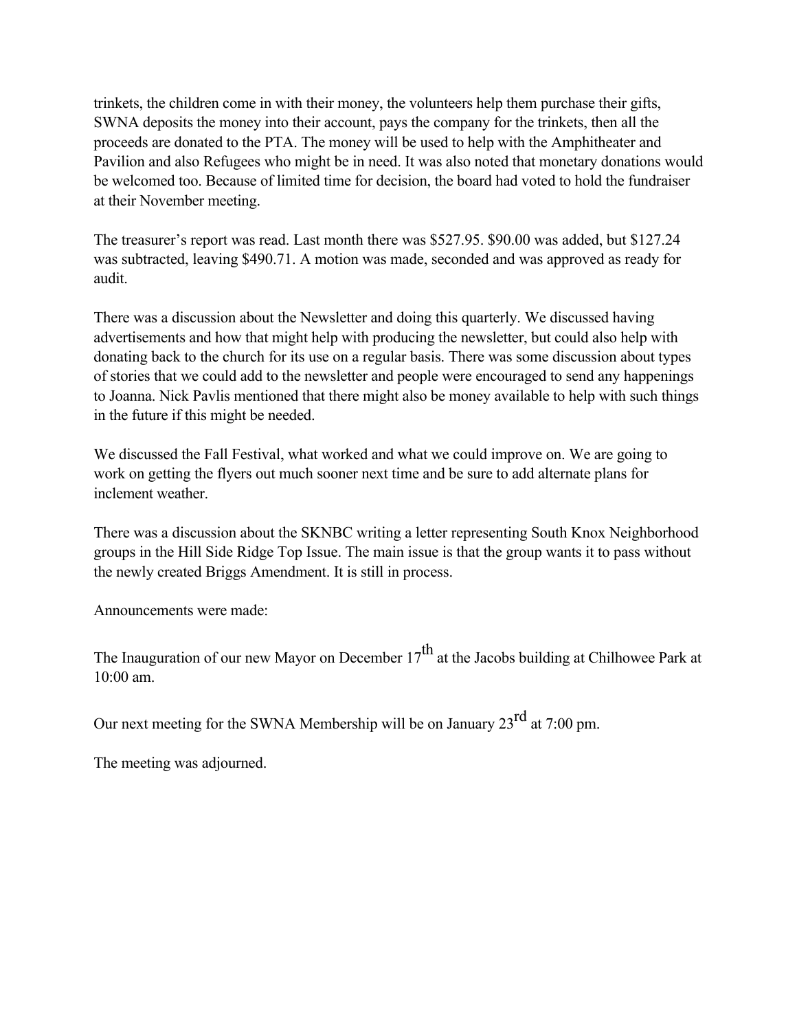trinkets, the children come in with their money, the volunteers help them purchase their gifts, SWNA deposits the money into their account, pays the company for the trinkets, then all the proceeds are donated to the PTA. The money will be used to help with the Amphitheater and Pavilion and also Refugees who might be in need. It was also noted that monetary donations would be welcomed too. Because of limited time for decision, the board had voted to hold the fundraiser at their November meeting.

The treasurer's report was read. Last month there was $527.95. $90.00 was added, but $127.24 was subtracted, leaving $490.71. A motion was made, seconded and was approved as ready for audit.

There was a discussion about the Newsletter and doing this quarterly. We discussed having advertisements and how that might help with producing the newsletter, but could also help with donating back to the church for its use on a regular basis. There was some discussion about types of stories that we could add to the newsletter and people were encouraged to send any happenings to Joanna. Nick Pavlis mentioned that there might also be money available to help with such things in the future if this might be needed.

We discussed the Fall Festival, what worked and what we could improve on. We are going to work on getting the flyers out much sooner next time and be sure to add alternate plans for inclement weather.

There was a discussion about the SKNBC writing a letter representing South Knox Neighborhood groups in the Hill Side Ridge Top Issue. The main issue is that the group wants it to pass without the newly created Briggs Amendment. It is still in process.

Announcements were made:

The Inauguration of our new Mayor on December 17th at the Jacobs building at Chilhowee Park at 10:00 am.

Our next meeting for the SWNA Membership will be on January 23rd at 7:00 pm.

The meeting was adjourned.